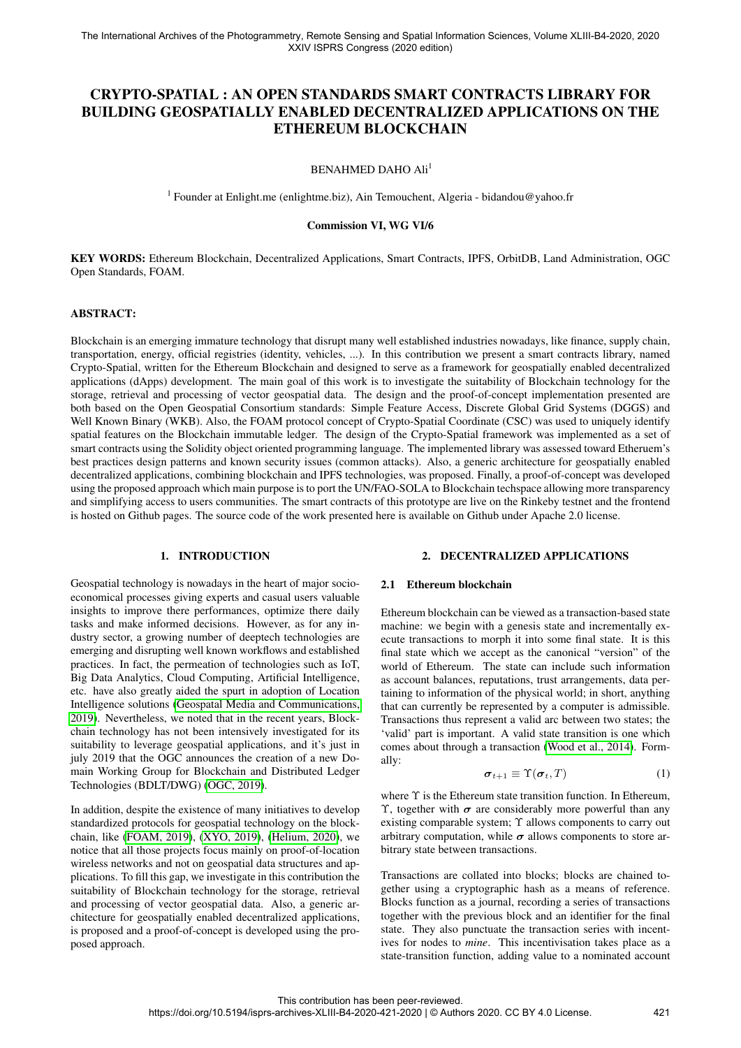# CRYPTO-SPATIAL : AN OPEN STANDARDS SMART CONTRACTS LIBRARY FOR BUILDING GEOSPATIALLY ENABLED DECENTRALIZED APPLICATIONS ON THE ETHEREUM BLOCKCHAIN

BENAHMED DAHO Ali[1]

[1] Founder at Enlight.me (enlightme.biz), Ain Temouchent, Algeria - bidandou@yahoo.fr

**Commission VI, WG VI/6**

**KEY WORDS:** Ethereum Blockchain, Decentralized Applications, Smart Contracts, IPFS, OrbitDB, Land Administration, OGC Open Standards, FOAM.

## ABSTRACT:

Blockchain is an emerging immature technology that disrupt many well established industries nowadays, like finance, supply chain, transportation, energy, official registries (identity, vehicles, ...). In this contribution we present a smart contracts library, named Crypto-Spatial, written for the Ethereum Blockchain and designed to serve as a framework for geospatially enabled decentralized applications (dApps) development. The main goal of this work is to investigate the suitability of Blockchain technology for the storage, retrieval and processing of vector geospatial data. The design and the proof-of-concept implementation presented are both based on the Open Geospatial Consortium standards: Simple Feature Access, Discrete Global Grid Systems (DGGS) and Well Known Binary (WKB). Also, the FOAM protocol concept of Crypto-Spatial Coordinate (CSC) was used to uniquely identify spatial features on the Blockchain immutable ledger. The design of the Crypto-Spatial framework was implemented as a set of smart contracts using the Solidity object oriented programming language. The implemented library was assessed toward Etheruem's best practices design patterns and known security issues (common attacks). Also, a generic architecture for geospatially enabled decentralized applications, combining blockchain and IPFS technologies, was proposed. Finally, a proof-of-concept was developed using the proposed approach which main purpose is to port the UN/FAO-SOLA to Blockchain techspace allowing more transparency and simplifying access to users communities. The smart contracts of this prototype are live on the Rinkeby testnet and the frontend is hosted on Github pages. The source code of the work presented here is available on Github under Apache 2.0 license.

## 1. INTRODUCTION

Geospatial technology is nowadays in the heart of major socio-economical processes giving experts and casual users valuable insights to improve there performances, optimize there daily tasks and make informed decisions. However, as for any industry sector, a growing number of deeptech technologies are emerging and disrupting well known workflows and established practices. In fact, the permeation of technologies such as IoT, Big Data Analytics, Cloud Computing, Artificial Intelligence, etc. have also greatly aided the spurt in adoption of Location Intelligence solutions (Geospatal Media and Communications, 2019). Nevertheless, we noted that in the recent years, Blockchain technology has not been intensively investigated for its suitability to leverage geospatial applications, and it's just in july 2019 that the OGC announces the creation of a new Domain Working Group for Blockchain and Distributed Ledger Technologies (BDLT/DWG) (OGC, 2019).

In addition, despite the existence of many initiatives to develop standardized protocols for geospatial technology on the blockchain, like (FOAM, 2019), (XYO, 2019), (Helium, 2020), we notice that all those projects focus mainly on proof-of-location wireless networks and not on geospatial data structures and applications. To fill this gap, we investigate in this contribution the suitability of Blockchain technology for the storage, retrieval and processing of vector geospatial data. Also, a generic architecture for geospatially enabled decentralized applications, is proposed and a proof-of-concept is developed using the proposed approach.

## 2. DECENTRALIZED APPLICATIONS

### 2.1 Ethereum blockchain

Ethereum blockchain can be viewed as a transaction-based state machine: we begin with a genesis state and incrementally execute transactions to morph it into some final state. It is this final state which we accept as the canonical "version" of the world of Ethereum. The state can include such information as account balances, reputations, trust arrangements, data pertaining to information of the physical world; in short, anything that can currently be represented by a computer is admissible. Transactions thus represent a valid arc between two states; the 'valid' part is important. A valid state transition is one which comes about through a transaction (Wood et al., 2014). Formally:

$$\boldsymbol{\sigma}_{t+1} \equiv \Upsilon(\boldsymbol{\sigma}_t, T) \tag{1}$$

where $\Upsilon$ is the Ethereum state transition function. In Ethereum, $\Upsilon$, together with $\boldsymbol{\sigma}$ are considerably more powerful than any existing comparable system; $\Upsilon$ allows components to carry out arbitrary computation, while $\boldsymbol{\sigma}$ allows components to store arbitrary state between transactions.

Transactions are collated into blocks; blocks are chained together using a cryptographic hash as a means of reference. Blocks function as a journal, recording a series of transactions together with the previous block and an identifier for the final state. They also punctuate the transaction series with incentives for nodes to *mine*. This incentivisation takes place as a state-transition function, adding value to a nominated account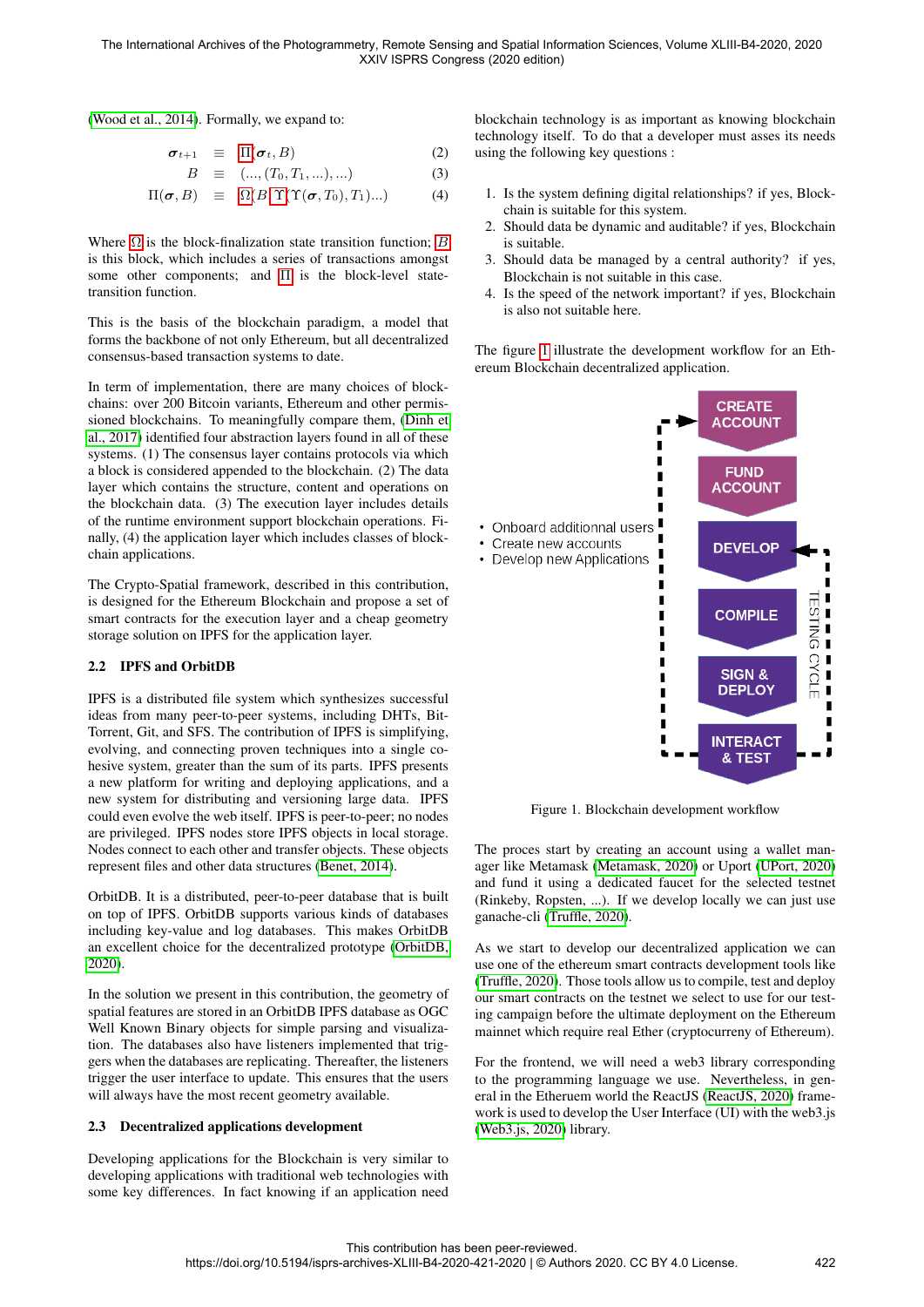(Wood et al., 2014). Formally, we expand to:

$$\boldsymbol{\sigma}_{t+1} \equiv \Pi(\boldsymbol{\sigma}_t, B) \quad (2)$$

$$B \equiv (..., (T_0, T_1, ...), ...) \quad (3)$$

$$\Pi(\boldsymbol{\sigma}, B) \equiv \Omega(B, \Upsilon(\Upsilon(\boldsymbol{\sigma}, T_0), T_1)...) \quad (4)$$

Where $\Omega$ is the block-finalization state transition function; $B$ is this block, which includes a series of transactions amongst some other components; and $\Pi$ is the block-level state-transition function.

This is the basis of the blockchain paradigm, a model that forms the backbone of not only Ethereum, but all decentralized consensus-based transaction systems to date.

In term of implementation, there are many choices of blockchains: over 200 Bitcoin variants, Ethereum and other permissioned blockchains. To meaningfully compare them, (Dinh et al., 2017) identified four abstraction layers found in all of these systems. (1) The consensus layer contains protocols via which a block is considered appended to the blockchain. (2) The data layer which contains the structure, content and operations on the blockchain data. (3) The execution layer includes details of the runtime environment support blockchain operations. Finally, (4) the application layer which includes classes of blockchain applications.

The Crypto-Spatial framework, described in this contribution, is designed for the Ethereum Blockchain and propose a set of smart contracts for the execution layer and a cheap geometry storage solution on IPFS for the application layer.

### 2.2 IPFS and OrbitDB

IPFS is a distributed file system which synthesizes successful ideas from many peer-to-peer systems, including DHTs, BitTorrent, Git, and SFS. The contribution of IPFS is simplifying, evolving, and connecting proven techniques into a single cohesive system, greater than the sum of its parts. IPFS presents a new platform for writing and deploying applications, and a new system for distributing and versioning large data. IPFS could even evolve the web itself. IPFS is peer-to-peer; no nodes are privileged. IPFS nodes store IPFS objects in local storage. Nodes connect to each other and transfer objects. These objects represent files and other data structures (Benet, 2014).

OrbitDB. It is a distributed, peer-to-peer database that is built on top of IPFS. OrbitDB supports various kinds of databases including key-value and log databases. This makes OrbitDB an excellent choice for the decentralized prototype (OrbitDB, 2020).

In the solution we present in this contribution, the geometry of spatial features are stored in an OrbitDB IPFS database as OGC Well Known Binary objects for simple parsing and visualization. The databases also have listeners implemented that triggers when the databases are replicating. Thereafter, the listeners trigger the user interface to update. This ensures that the users will always have the most recent geometry available.

### 2.3 Decentralized applications development

Developing applications for the Blockchain is very similar to developing applications with traditional web technologies with some key differences. In fact knowing if an application need blockchain technology is as important as knowing blockchain technology itself. To do that a developer must asses its needs using the following key questions :

1. Is the system defining digital relationships? if yes, Blockchain is suitable for this system.
2. Should data be dynamic and auditable? if yes, Blockchain is suitable.
3. Should data be managed by a central authority? if yes, Blockchain is not suitable in this case.
4. Is the speed of the network important? if yes, Blockchain is also not suitable here.

The figure 1 illustrate the development workflow for an Ethereum Blockchain decentralized application.

- Onboard additionnal users
- Create new accounts
- Develop new Applications

CREATE ACCOUNT → FUND ACCOUNT → DEVELOP → COMPILE → SIGN & DEPLOY → INTERACT & TEST (TESTING CYCLE)

Figure 1. Blockchain development workflow

The proces start by creating an account using a wallet manager like Metamask (Metamask, 2020) or Uport (UPort, 2020) and fund it using a dedicated faucet for the selected testnet (Rinkeby, Ropsten, ...). If we develop locally we can just use ganache-cli (Truffle, 2020).

As we start to develop our decentralized application we can use one of the ethereum smart contracts development tools like (Truffle, 2020). Those tools allow us to compile, test and deploy our smart contracts on the testnet we select to use for our testing campaign before the ultimate deployment on the Ethereum mainnet which require real Ether (cryptocurreny of Ethereum).

For the frontend, we will need a web3 library corresponding to the programming language we use. Nevertheless, in general in the Etheruem world the ReactJS (ReactJS, 2020) framework is used to develop the User Interface (UI) with the web3.js (Web3.js, 2020) library.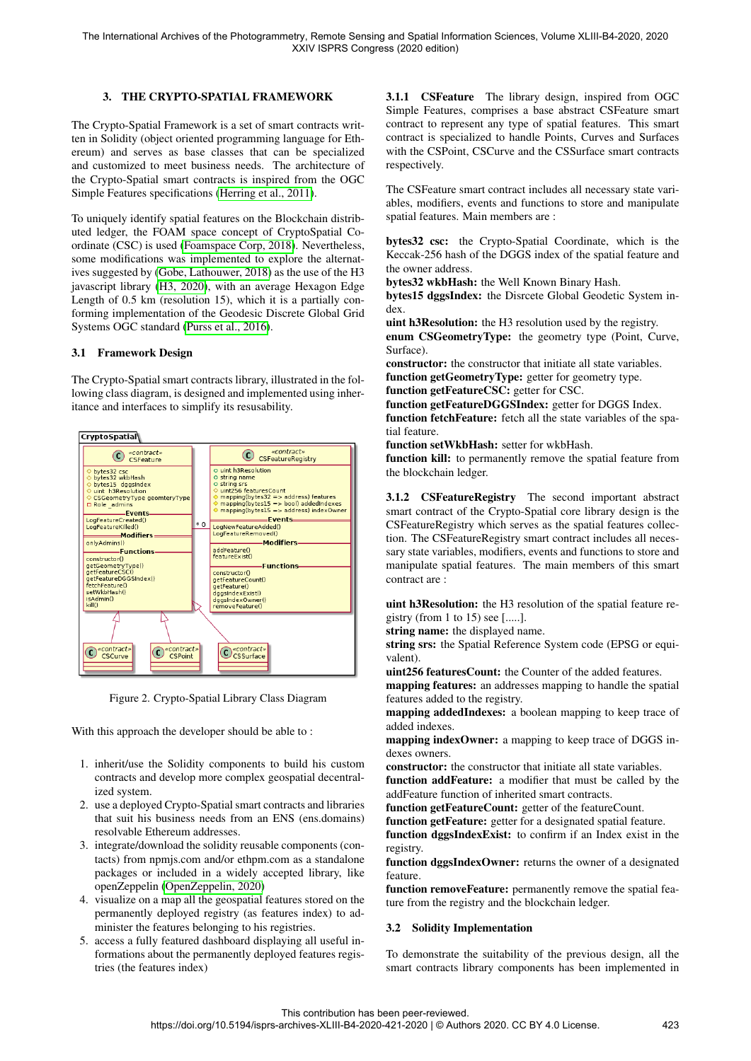## 3. THE CRYPTO-SPATIAL FRAMEWORK

The Crypto-Spatial Framework is a set of smart contracts written in Solidity (object oriented programming language for Ethereum) and serves as base classes that can be specialized and customized to meet business needs. The architecture of the Crypto-Spatial smart contracts is inspired from the OGC Simple Features specifications (Herring et al., 2011).

To uniquely identify spatial features on the Blockchain distributed ledger, the FOAM space concept of CryptoSpatial Coordinate (CSC) is used (Foamspace Corp, 2018). Nevertheless, some modifications was implemented to explore the alternatives suggested by (Gobe, Lathouwer, 2018) as the use of the H3 javascript library (H3, 2020), with an average Hexagon Edge Length of 0.5 km (resolution 15), which it is a partially conforming implementation of the Geodesic Discrete Global Grid Systems OGC standard (Purss et al., 2016).

### 3.1 Framework Design

The Crypto-Spatial smart contracts library, illustrated in the following class diagram, is designed and implemented using inheritance and interfaces to simplify its resusability.

Figure 2. Crypto-Spatial Library Class Diagram

With this approach the developer should be able to :

1. inherit/use the Solidity components to build his custom contracts and develop more complex geospatial decentralized system.
2. use a deployed Crypto-Spatial smart contracts and libraries that suit his business needs from an ENS (ens.domains) resolvable Ethereum addresses.
3. integrate/download the solidity reusable components (contacts) from npmjs.com and/or ethpm.com as a standalone packages or included in a widely accepted library, like openZeppelin (OpenZeppelin, 2020)
4. visualize on a map all the geospatial features stored on the permanently deployed registry (as features index) to administer the features belonging to his registries.
5. access a fully featured dashboard displaying all useful informations about the permanently deployed features registries (the features index)

#### 3.1.1 CSFeature

The library design, inspired from OGC Simple Features, comprises a base abstract CSFeature smart contract to represent any type of spatial features. This smart contract is specialized to handle Points, Curves and Surfaces with the CSPoint, CSCurve and the CSSurface smart contracts respectively.

The CSFeature smart contract includes all necessary state variables, modifiers, events and functions to store and manipulate spatial features. Main members are :

**bytes32 csc:** the Crypto-Spatial Coordinate, which is the Keccak-256 hash of the DGGS index of the spatial feature and the owner address.
**bytes32 wkbHash:** the Well Known Binary Hash.
**bytes15 dggsIndex:** the Disrcete Global Geodetic System index.
**uint h3Resolution:** the H3 resolution used by the registry.
**enum CSGeometryType:** the geometry type (Point, Curve, Surface).
**constructor:** the constructor that initiate all state variables.
**function getGeometryType:** getter for geometry type.
**function getFeatureCSC:** getter for CSC.
**function getFeatureDGGSIndex:** getter for DGGS Index.
**function fetchFeature:** fetch all the state variables of the spatial feature.
**function setWkbHash:** setter for wkbHash.
**function kill:** to permanently remove the spatial feature from the blockchain ledger.

#### 3.1.2 CSFeatureRegistry

The second important abstract smart contract of the Crypto-Spatial core library design is the CSFeatureRegistry which serves as the spatial features collection. The CSFeatureRegistry smart contract includes all necessary state variables, modifiers, events and functions to store and manipulate spatial features. The main members of this smart contract are :

**uint h3Resolution:** the H3 resolution of the spatial feature registry (from 1 to 15) see [.....].
**string name:** the displayed name.
**string srs:** the Spatial Reference System code (EPSG or equivalent).
**uint256 featuresCount:** the Counter of the added features.
**mapping features:** an addresses mapping to handle the spatial features added to the registry.
**mapping addedIndexes:** a boolean mapping to keep trace of added indexes.
**mapping indexOwner:** a mapping to keep trace of DGGS indexes owners.
**constructor:** the constructor that initiate all state variables.
**function addFeature:** a modifier that must be called by the addFeature function of inherited smart contracts.
**function getFeatureCount:** getter of the featureCount.
**function getFeature:** getter for a designated spatial feature.
**function dggsIndexExist:** to confirm if an Index exist in the registry.
**function dggsIndexOwner:** returns the owner of a designated feature.
**function removeFeature:** permanently remove the spatial feature from the registry and the blockchain ledger.

### 3.2 Solidity Implementation

To demonstrate the suitability of the previous design, all the smart contracts library components has been implemented in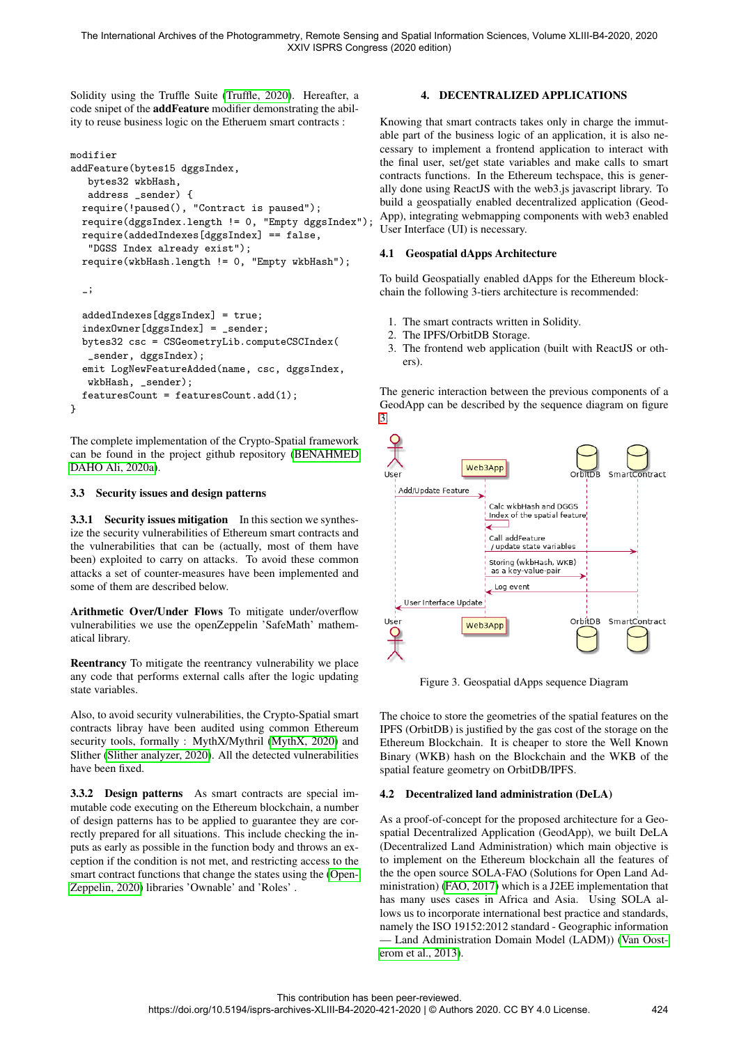Solidity using the Truffle Suite (Truffle, 2020). Hereafter, a code snipet of the **addFeature** modifier demonstrating the ability to reuse business logic on the Etheruem smart contracts :

```
modifier
addFeature(bytes15 dggsIndex,
   bytes32 wkbHash,
   address _sender) {
  require(!paused(), "Contract is paused");
  require(dggsIndex.length != 0, "Empty dggsIndex");
  require(addedIndexes[dggsIndex] == false,
   "DGSS Index already exist");
  require(wkbHash.length != 0, "Empty wkbHash");

  _;

  addedIndexes[dggsIndex] = true;
  indexOwner[dggsIndex] = _sender;
  bytes32 csc = CSGeometryLib.computeCSCIndex(
   _sender, dggsIndex);
  emit LogNewFeatureAdded(name, csc, dggsIndex,
   wkbHash, _sender);
  featuresCount = featuresCount.add(1);
}
```

The complete implementation of the Crypto-Spatial framework can be found in the project github repository (BENAHMED DAHO Ali, 2020a).

### 3.3 Security issues and design patterns

**3.3.1 Security issues mitigation** In this section we synthesize the security vulnerabilities of Ethereum smart contracts and the vulnerabilities that can be (actually, most of them have been) exploited to carry on attacks. To avoid these common attacks a set of counter-measures have been implemented and some of them are described below.

**Arithmetic Over/Under Flows** To mitigate under/overflow vulnerabilities we use the openZeppelin 'SafeMath' mathematical library.

**Reentrancy** To mitigate the reentrancy vulnerability we place any code that performs external calls after the logic updating state variables.

Also, to avoid security vulnerabilities, the Crypto-Spatial smart contracts libray have been audited using common Ethereum security tools, formally : MythX/Mythril (MythX, 2020) and Slither (Slither analyzer, 2020). All the detected vulnerabilities have been fixed.

**3.3.2 Design patterns** As smart contracts are special immutable code executing on the Ethereum blockchain, a number of design patterns has to be applied to guarantee they are correctly prepared for all situations. This include checking the inputs as early as possible in the function body and throws an exception if the condition is not met, and restricting access to the smart contract functions that change the states using the (OpenZeppelin, 2020) libraries 'Ownable' and 'Roles' .

## 4. DECENTRALIZED APPLICATIONS

Knowing that smart contracts takes only in charge the immutable part of the business logic of an application, it is also necessary to implement a frontend application to interact with the final user, set/get state variables and make calls to smart contracts functions. In the Ethereum techspace, this is generally done using ReactJS with the web3.js javascript library. To build a geospatially enabled decentralized application (GeodApp), integrating webmapping components with web3 enabled User Interface (UI) is necessary.

### 4.1 Geospatial dApps Architecture

To build Geospatially enabled dApps for the Ethereum blockchain the following 3-tiers architecture is recommended:

1. The smart contracts written in Solidity.
2. The IPFS/OrbitDB Storage.
3. The frontend web application (built with ReactJS or others).

The generic interaction between the previous components of a GeodApp can be described by the sequence diagram on figure 3.

Figure 3. Geospatial dApps sequence Diagram

The choice to store the geometries of the spatial features on the IPFS (OrbitDB) is justified by the gas cost of the storage on the Ethereum Blockchain. It is cheaper to store the Well Known Binary (WKB) hash on the Blockchain and the WKB of the spatial feature geometry on OrbitDB/IPFS.

### 4.2 Decentralized land administration (DeLA)

As a proof-of-concept for the proposed architecture for a Geospatial Decentralized Application (GeodApp), we built DeLA (Decentralized Land Administration) which main objective is to implement on the Ethereum blockchain all the features of the the open source SOLA-FAO (Solutions for Open Land Administration) (FAO, 2017) which is a J2EE implementation that has many uses cases in Africa and Asia. Using SOLA allows us to incorporate international best practice and standards, namely the ISO 19152:2012 standard - Geographic information — Land Administration Domain Model (LADM)) (Van Oosterom et al., 2013).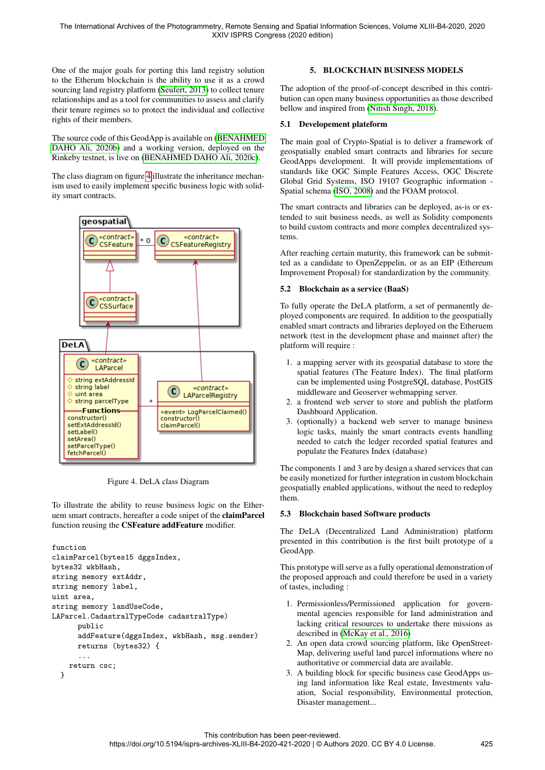One of the major goals for porting this land registry solution to the Etherum blockchain is the ability to use it as a crowd sourcing land registry platform (Seufert, 2013) to collect tenure relationships and as a tool for communities to assess and clarify their tenure regimes so to protect the individual and collective rights of their members.

The source code of this GeodApp is available on (BENAHMED DAHO Ali, 2020b) and a working version, deployed on the Rinkeby testnet, is live on (BENAHMED DAHO Ali, 2020c).

The class diagram on figure 4 illustrate the inheritance mechanism used to easily implement specific business logic with solidity smart contracts.

Figure 4. DeLA class Diagram

To illustrate the ability to reuse business logic on the Etheruem smart contracts, hereafter a code snipet of the **claimParcel** function reusing the **CSFeature addFeature** modifier.

```
function
claimParcel(bytes15 dggsIndex,
bytes32 wkbHash,
string memory extAddr,
string memory label,
uint area,
string memory landUseCode,
LAParcel.CadastralTypeCode cadastralType)
      public
      addFeature(dggsIndex, wkbHash, msg.sender)
      returns (bytes32) {
      ...
    return csc;
  }
```

## 5. BLOCKCHAIN BUSINESS MODELS

The adoption of the proof-of-concept described in this contribution can open many business opportunities as those described bellow and inspired from (Nitish Singh, 2018).

### 5.1 Developement plateform

The main goal of Crypto-Spatial is to deliver a framework of geospatially enabled smart contracts and libraries for secure GeodApps development. It will provide implementations of standards like OGC Simple Features Access, OGC Discrete Global Grid Systems, ISO 19107 Geographic information - Spatial schema (ISO, 2008) and the FOAM protocol.

The smart contracts and libraries can be deployed, as-is or extended to suit business needs, as well as Solidity components to build custom contracts and more complex decentralized systems.

After reaching certain maturity, this framework can be submitted as a candidate to OpenZeppelin, or as an EIP (Ethereum Improvement Proposal) for standardization by the community.

### 5.2 Blockchain as a service (BaaS)

To fully operate the DeLA platform, a set of permanently deployed components are required. In addition to the geospatially enabled smart contracts and libraries deployed on the Etheruem network (test in the development phase and mainnet after) the platform will require :

1. a mapping server with its geospatial database to store the spatial features (The Feature Index). The final platform can be implemented using PostgreSQL database, PostGIS middleware and Geoserver webmapping server.
2. a frontend web server to store and publish the platform Dashboard Application.
3. (optionally) a backend web server to manage business logic tasks, mainly the smart contracts events handling needed to catch the ledger recorded spatial features and populate the Features Index (database)

The components 1 and 3 are by design a shared services that can be easily monetized for further integration in custom blockchain geospatially enabled applications, without the need to redeploy them.

### 5.3 Blockchain based Software products

The DeLA (Decentralized Land Administration) platform presented in this contribution is the first built prototype of a GeodApp.

This prototype will serve as a fully operational demonstration of the proposed approach and could therefore be used in a variety of tastes, including :

1. Permissionless/Permissioned application for governmental agencies responsible for land administration and lacking critical resources to undertake there missions as described in (McKay et al., 2016)
2. An open data crowd sourcing platform, like OpenStreetMap, delivering useful land parcel informations where no authoritative or commercial data are available.
3. A building block for specific business case GeodApps using land information like Real estate, Investments valuation, Social responsibility, Environmental protection, Disaster management...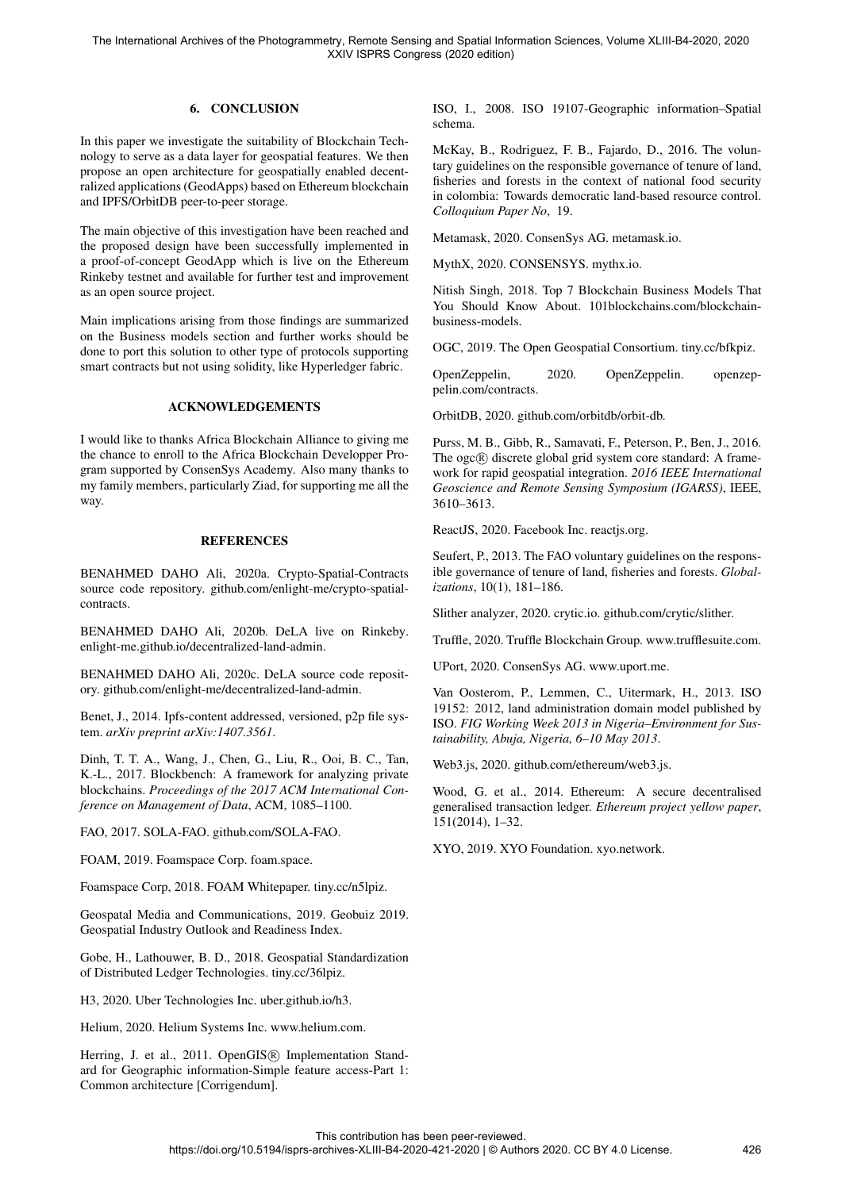## 6. CONCLUSION

In this paper we investigate the suitability of Blockchain Technology to serve as a data layer for geospatial features. We then propose an open architecture for geospatially enabled decentralized applications (GeodApps) based on Ethereum blockchain and IPFS/OrbitDB peer-to-peer storage.

The main objective of this investigation have been reached and the proposed design have been successfully implemented in a proof-of-concept GeodApp which is live on the Ethereum Rinkeby testnet and available for further test and improvement as an open source project.

Main implications arising from those findings are summarized on the Business models section and further works should be done to port this solution to other type of protocols supporting smart contracts but not using solidity, like Hyperledger fabric.

## ACKNOWLEDGEMENTS

I would like to thanks Africa Blockchain Alliance to giving me the chance to enroll to the Africa Blockchain Developper Program supported by ConsenSys Academy. Also many thanks to my family members, particularly Ziad, for supporting me all the way.

## REFERENCES

BENAHMED DAHO Ali, 2020a. Crypto-Spatial-Contracts source code repository. github.com/enlight-me/crypto-spatial-contracts.

BENAHMED DAHO Ali, 2020b. DeLA live on Rinkeby. enlight-me.github.io/decentralized-land-admin.

BENAHMED DAHO Ali, 2020c. DeLA source code repository. github.com/enlight-me/decentralized-land-admin.

Benet, J., 2014. Ipfs-content addressed, versioned, p2p file system. *arXiv preprint arXiv:1407.3561*.

Dinh, T. T. A., Wang, J., Chen, G., Liu, R., Ooi, B. C., Tan, K.-L., 2017. Blockbench: A framework for analyzing private blockchains. *Proceedings of the 2017 ACM International Conference on Management of Data*, ACM, 1085–1100.

FAO, 2017. SOLA-FAO. github.com/SOLA-FAO.

FOAM, 2019. Foamspace Corp. foam.space.

Foamspace Corp, 2018. FOAM Whitepaper. tiny.cc/n5lpiz.

Geospatal Media and Communications, 2019. Geobuiz 2019. Geospatial Industry Outlook and Readiness Index.

Gobe, H., Lathouwer, B. D., 2018. Geospatial Standardization of Distributed Ledger Technologies. tiny.cc/36lpiz.

H3, 2020. Uber Technologies Inc. uber.github.io/h3.

Helium, 2020. Helium Systems Inc. www.helium.com.

Herring, J. et al., 2011. OpenGIS® Implementation Standard for Geographic information-Simple feature access-Part 1: Common architecture [Corrigendum].

ISO, I., 2008. ISO 19107-Geographic information–Spatial schema.

McKay, B., Rodriguez, F. B., Fajardo, D., 2016. The voluntary guidelines on the responsible governance of tenure of land, fisheries and forests in the context of national food security in colombia: Towards democratic land-based resource control. *Colloquium Paper No*, 19.

Metamask, 2020. ConsenSys AG. metamask.io.

MythX, 2020. CONSENSYS. mythx.io.

Nitish Singh, 2018. Top 7 Blockchain Business Models That You Should Know About. 101blockchains.com/blockchain-business-models.

OGC, 2019. The Open Geospatial Consortium. tiny.cc/bfkpiz.

OpenZeppelin, 2020. OpenZeppelin. openzeppelin.com/contracts.

OrbitDB, 2020. github.com/orbitdb/orbit-db.

Purss, M. B., Gibb, R., Samavati, F., Peterson, P., Ben, J., 2016. The ogc® discrete global grid system core standard: A framework for rapid geospatial integration. *2016 IEEE International Geoscience and Remote Sensing Symposium (IGARSS)*, IEEE, 3610–3613.

ReactJS, 2020. Facebook Inc. reactjs.org.

Seufert, P., 2013. The FAO voluntary guidelines on the responsible governance of tenure of land, fisheries and forests. *Globalizations*, 10(1), 181–186.

Slither analyzer, 2020. crytic.io. github.com/crytic/slither.

Truffle, 2020. Truffle Blockchain Group. www.trufflesuite.com.

UPort, 2020. ConsenSys AG. www.uport.me.

Van Oosterom, P., Lemmen, C., Uitermark, H., 2013. ISO 19152: 2012, land administration domain model published by ISO. *FIG Working Week 2013 in Nigeria–Environment for Sustainability, Abuja, Nigeria, 6–10 May 2013*.

Web3.js, 2020. github.com/ethereum/web3.js.

Wood, G. et al., 2014. Ethereum: A secure decentralised generalised transaction ledger. *Ethereum project yellow paper*, 151(2014), 1–32.

XYO, 2019. XYO Foundation. xyo.network.